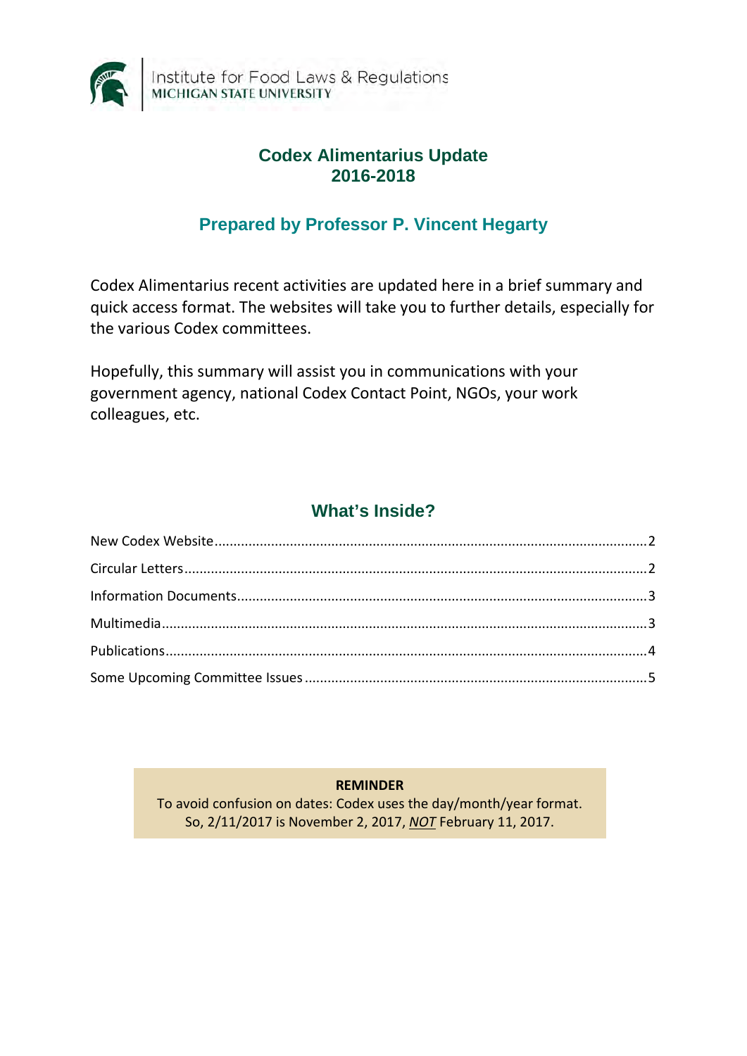Institute for Food Laws & Regulations
MICHIGAN STATE UNIVERSITY

# Codex Alimentarius Update 2016-2018

## Prepared by Professor P. Vincent Hegarty

Codex Alimentarius recent activities are updated here in a brief summary and quick access format. The websites will take you to further details, especially for the various Codex committees.

Hopefully, this summary will assist you in communications with your government agency, national Codex Contact Point, NGOs, your work colleagues, etc.

## What's Inside?

New Codex Website....................2

Circular Letters....................2

Information Documents....................3

Multimedia....................3

Publications....................4

Some Upcoming Committee Issues....................5

**REMINDER**

To avoid confusion on dates: Codex uses the day/month/year format. So, 2/11/2017 is November 2, 2017, _**NOT**_ February 11, 2017.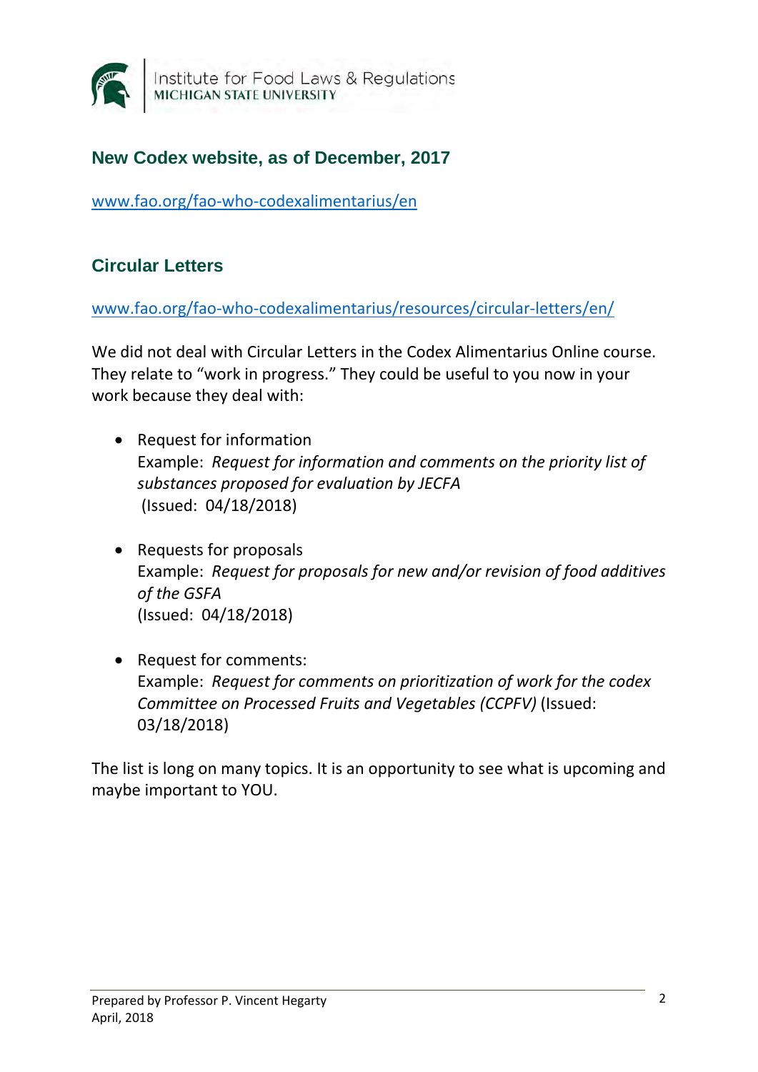## New Codex website, as of December, 2017

www.fao.org/fao-who-codexalimentarius/en

## Circular Letters

www.fao.org/fao-who-codexalimentarius/resources/circular-letters/en/

We did not deal with Circular Letters in the Codex Alimentarius Online course. They relate to "work in progress." They could be useful to you now in your work because they deal with:

- Request for information
  Example: *Request for information and comments on the priority list of substances proposed for evaluation by JECFA*
  (Issued: 04/18/2018)

- Requests for proposals
  Example: *Request for proposals for new and/or revision of food additives of the GSFA*
  (Issued: 04/18/2018)

- Request for comments:
  Example: *Request for comments on prioritization of work for the codex Committee on Processed Fruits and Vegetables (CCPFV)* (Issued: 03/18/2018)

The list is long on many topics. It is an opportunity to see what is upcoming and maybe important to YOU.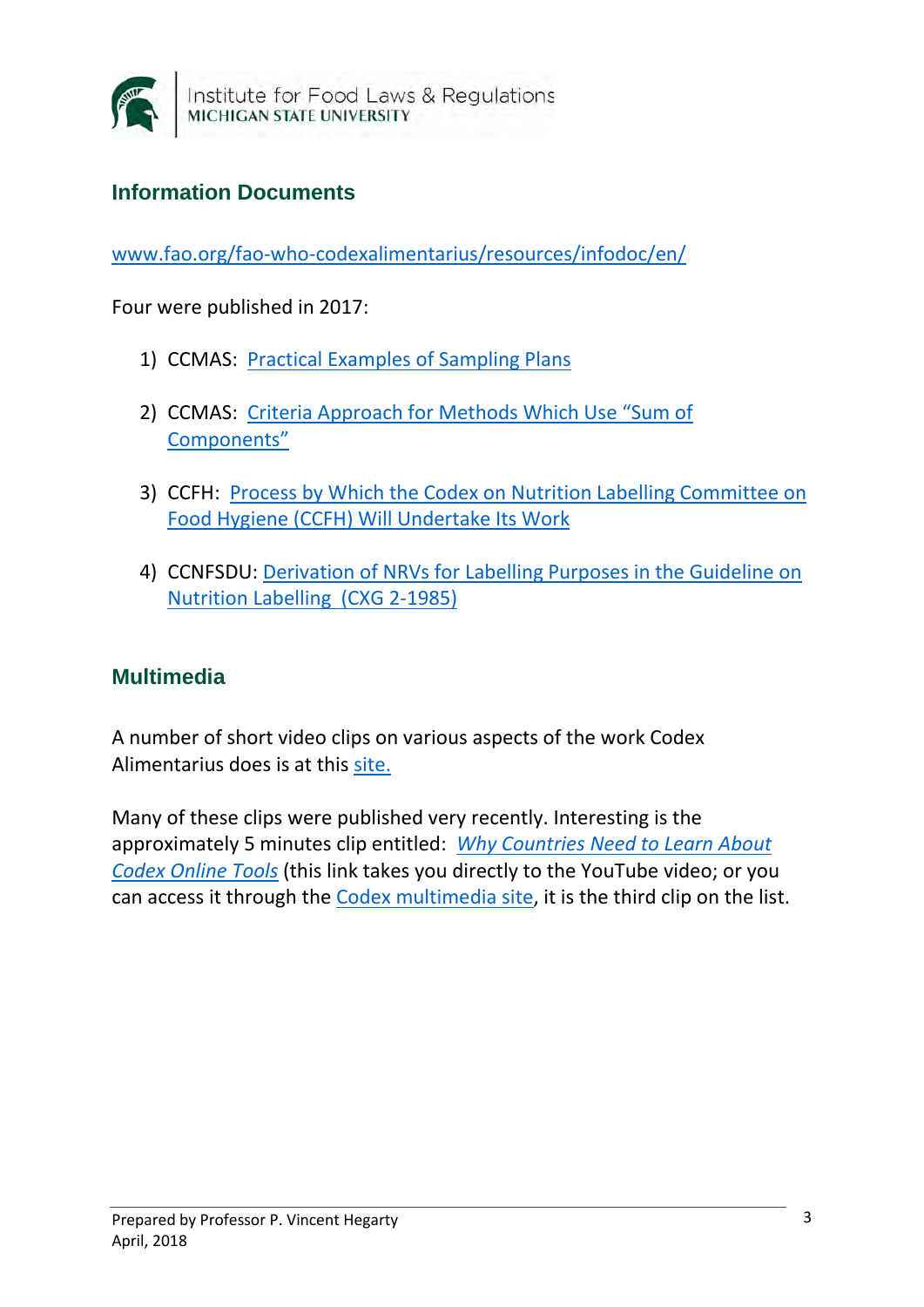## Information Documents

www.fao.org/fao-who-codexalimentarius/resources/infodoc/en/

Four were published in 2017:

1) CCMAS: Practical Examples of Sampling Plans

2) CCMAS: Criteria Approach for Methods Which Use "Sum of Components"

3) CCFH: Process by Which the Codex on Nutrition Labelling Committee on Food Hygiene (CCFH) Will Undertake Its Work

4) CCNFSDU: Derivation of NRVs for Labelling Purposes in the Guideline on Nutrition Labelling (CXG 2-1985)

## Multimedia

A number of short video clips on various aspects of the work Codex Alimentarius does is at this site.

Many of these clips were published very recently. Interesting is the approximately 5 minutes clip entitled: *Why Countries Need to Learn About Codex Online Tools* (this link takes you directly to the YouTube video; or you can access it through the Codex multimedia site, it is the third clip on the list.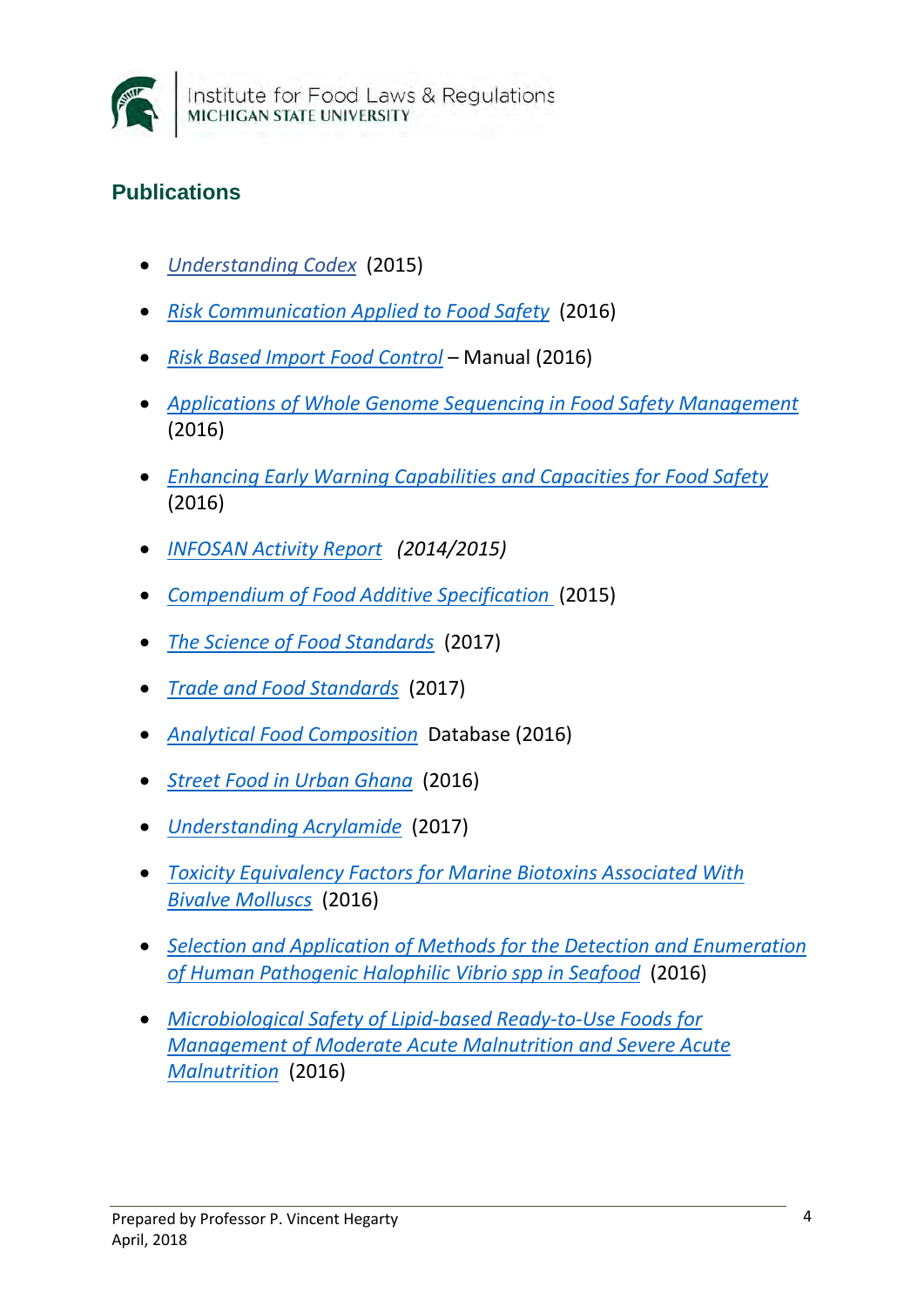## Publications

- *Understanding Codex* (2015)
- *Risk Communication Applied to Food Safety* (2016)
- *Risk Based Import Food Control* – Manual (2016)
- *Applications of Whole Genome Sequencing in Food Safety Management* (2016)
- *Enhancing Early Warning Capabilities and Capacities for Food Safety* (2016)
- *INFOSAN Activity Report* *(2014/2015)*
- *Compendium of Food Additive Specification* (2015)
- *The Science of Food Standards* (2017)
- *Trade and Food Standards* (2017)
- *Analytical Food Composition* Database (2016)
- *Street Food in Urban Ghana* (2016)
- *Understanding Acrylamide* (2017)
- *Toxicity Equivalency Factors for Marine Biotoxins Associated With Bivalve Molluscs* (2016)
- *Selection and Application of Methods for the Detection and Enumeration of Human Pathogenic Halophilic Vibrio spp in Seafood* (2016)
- *Microbiological Safety of Lipid-based Ready-to-Use Foods for Management of Moderate Acute Malnutrition and Severe Acute Malnutrition* (2016)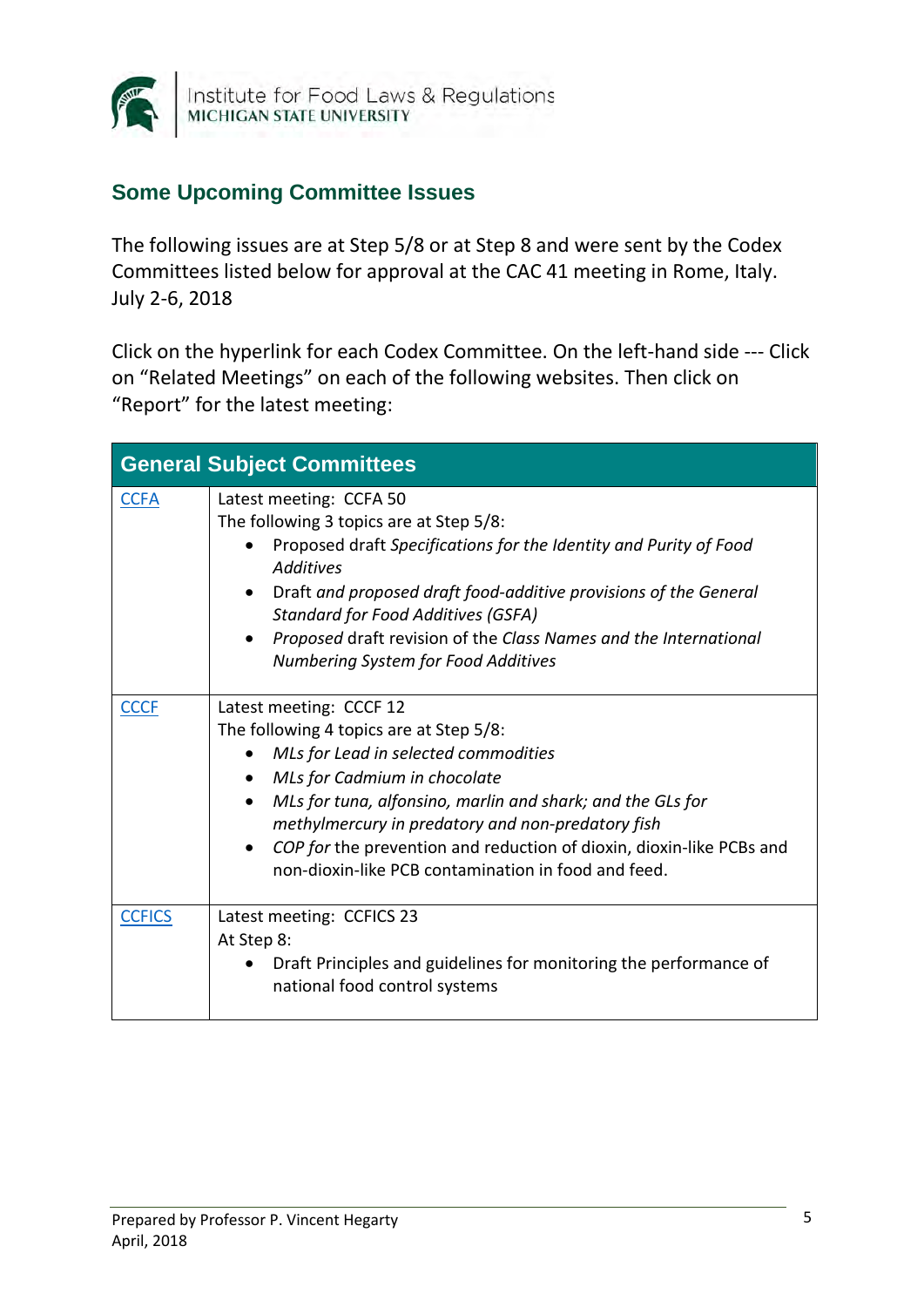## Some Upcoming Committee Issues

The following issues are at Step 5/8 or at Step 8 and were sent by the Codex Committees listed below for approval at the CAC 41 meeting in Rome, Italy. July 2-6, 2018

Click on the hyperlink for each Codex Committee. On the left-hand side --- Click on "Related Meetings" on each of the following websites. Then click on "Report" for the latest meeting:

| General Subject Committees | |
|---|---|
| CCFA | Latest meeting: CCFA 50<br>The following 3 topics are at Step 5/8:<br>• Proposed draft *Specifications for the Identity and Purity of Food Additives*<br>• Draft *and proposed draft food-additive provisions of the General Standard for Food Additives (GSFA)*<br>• *Proposed* draft revision of the *Class Names and the International Numbering System for Food Additives* |
| CCCF | Latest meeting: CCCF 12<br>The following 4 topics are at Step 5/8:<br>• *MLs for Lead in selected commodities*<br>• *MLs for Cadmium in chocolate*<br>• *MLs for tuna, alfonsino, marlin and shark; and the GLs for methylmercury in predatory and non-predatory fish*<br>• *COP for* the prevention and reduction of dioxin, dioxin-like PCBs and non-dioxin-like PCB contamination in food and feed. |
| CCFICS | Latest meeting: CCFICS 23<br>At Step 8:<br>• Draft Principles and guidelines for monitoring the performance of national food control systems |

Prepared by Professor P. Vincent Hegarty
April, 2018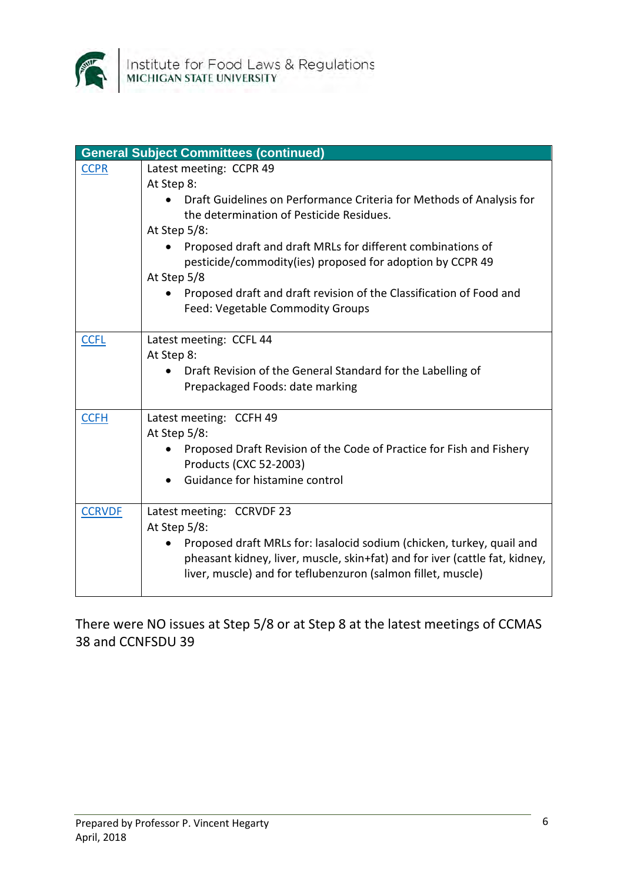| General Subject Committees (continued) | |
|---|---|
| CCPR | Latest meeting: CCPR 49<br>At Step 8:<br>• Draft Guidelines on Performance Criteria for Methods of Analysis for the determination of Pesticide Residues.<br>At Step 5/8:<br>• Proposed draft and draft MRLs for different combinations of pesticide/commodity(ies) proposed for adoption by CCPR 49<br>At Step 5/8<br>• Proposed draft and draft revision of the Classification of Food and Feed: Vegetable Commodity Groups |
| CCFL | Latest meeting: CCFL 44<br>At Step 8:<br>• Draft Revision of the General Standard for the Labelling of Prepackaged Foods: date marking |
| CCFH | Latest meeting: CCFH 49<br>At Step 5/8:<br>• Proposed Draft Revision of the Code of Practice for Fish and Fishery Products (CXC 52-2003)<br>• Guidance for histamine control |
| CCRVDF | Latest meeting: CCRVDF 23<br>At Step 5/8:<br>• Proposed draft MRLs for: lasalocid sodium (chicken, turkey, quail and pheasant kidney, liver, muscle, skin+fat) and for iver (cattle fat, kidney, liver, muscle) and for teflubenzuron (salmon fillet, muscle) |

There were NO issues at Step 5/8 or at Step 8 at the latest meetings of CCMAS 38 and CCNFSDU 39

Prepared by Professor P. Vincent Hegarty
April, 2018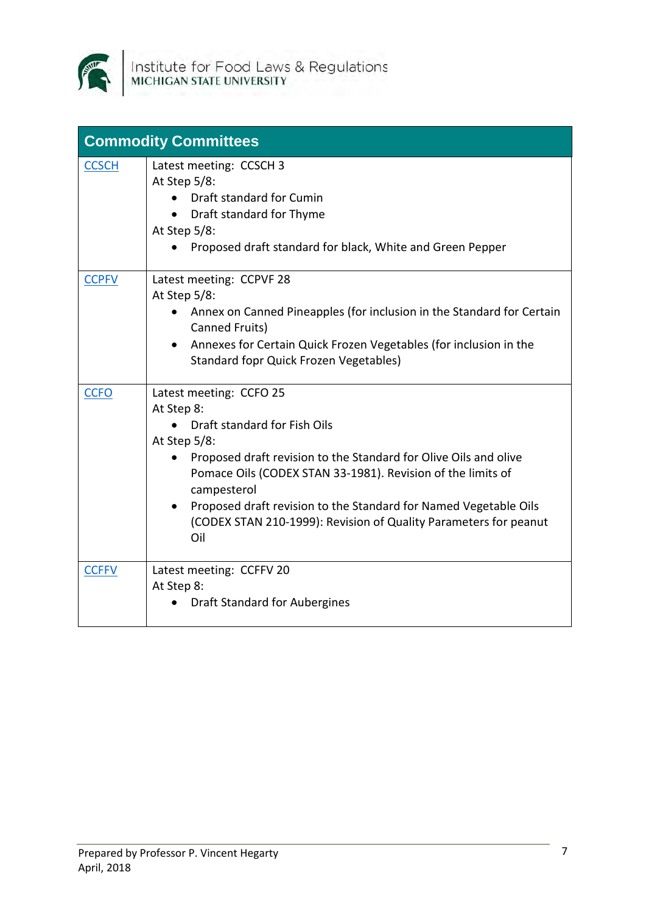| Commodity Committees | |
|---|---|
| CCSCH | Latest meeting: CCSCH 3<br>At Step 5/8:<br>• Draft standard for Cumin<br>• Draft standard for Thyme<br>At Step 5/8:<br>• Proposed draft standard for black, White and Green Pepper |
| CCPFV | Latest meeting: CCPVF 28<br>At Step 5/8:<br>• Annex on Canned Pineapples (for inclusion in the Standard for Certain Canned Fruits)<br>• Annexes for Certain Quick Frozen Vegetables (for inclusion in the Standard fopr Quick Frozen Vegetables) |
| CCFO | Latest meeting: CCFO 25<br>At Step 8:<br>• Draft standard for Fish Oils<br>At Step 5/8:<br>• Proposed draft revision to the Standard for Olive Oils and olive Pomace Oils (CODEX STAN 33-1981). Revision of the limits of campesterol<br>• Proposed draft revision to the Standard for Named Vegetable Oils (CODEX STAN 210-1999): Revision of Quality Parameters for peanut Oil |
| CCFFV | Latest meeting: CCFFV 20<br>At Step 8:<br>• Draft Standard for Aubergines |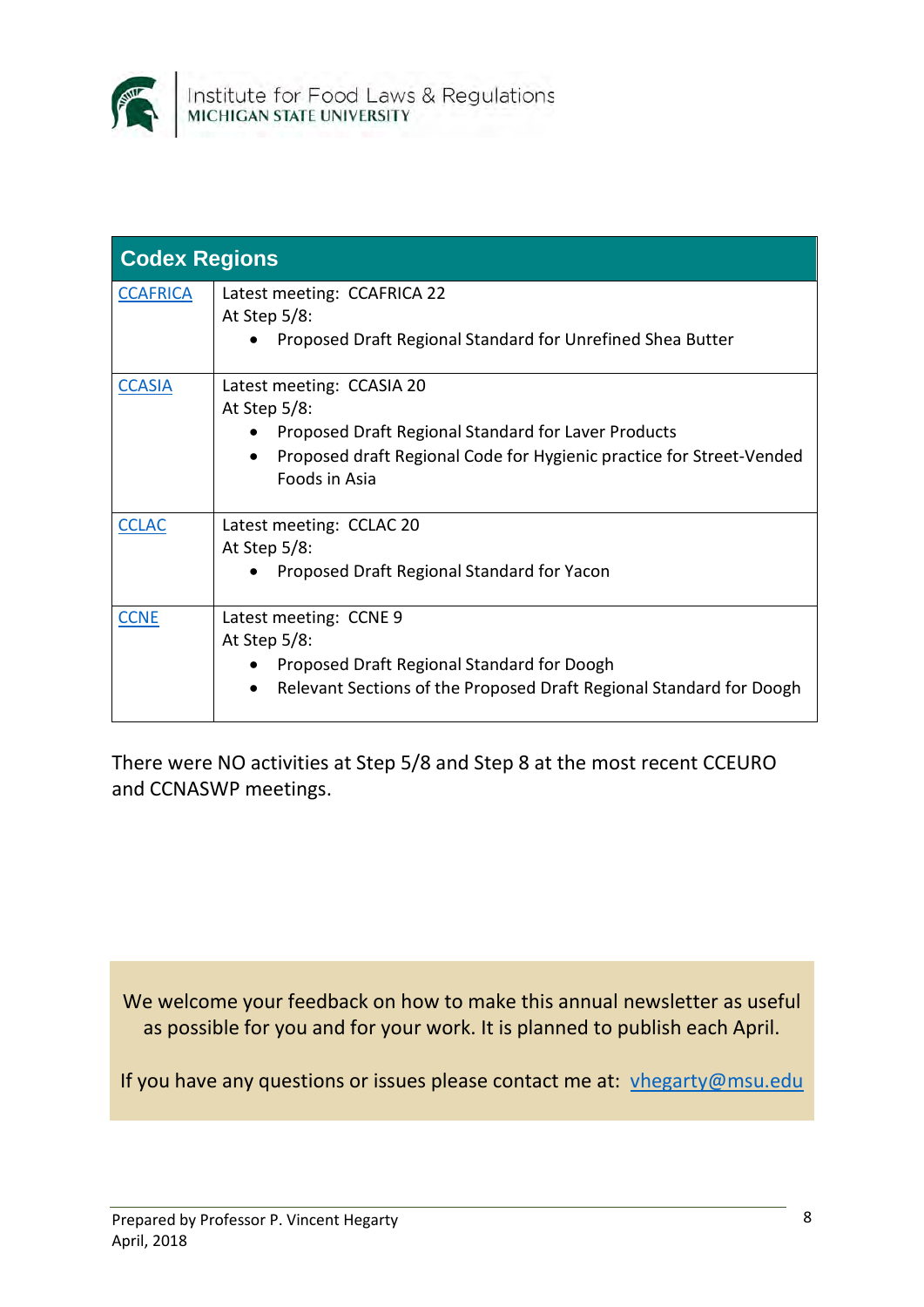| Codex Regions | |
|---|---|
| CCAFRICA | Latest meeting: CCAFRICA 22<br>At Step 5/8:<br>• Proposed Draft Regional Standard for Unrefined Shea Butter |
| CCASIA | Latest meeting: CCASIA 20<br>At Step 5/8:<br>• Proposed Draft Regional Standard for Laver Products<br>• Proposed draft Regional Code for Hygienic practice for Street-Vended Foods in Asia |
| CCLAC | Latest meeting: CCLAC 20<br>At Step 5/8:<br>• Proposed Draft Regional Standard for Yacon |
| CCNE | Latest meeting: CCNE 9<br>At Step 5/8:<br>• Proposed Draft Regional Standard for Doogh<br>• Relevant Sections of the Proposed Draft Regional Standard for Doogh |

There were NO activities at Step 5/8 and Step 8 at the most recent CCEURO and CCNASWP meetings.

We welcome your feedback on how to make this annual newsletter as useful as possible for you and for your work. It is planned to publish each April.

If you have any questions or issues please contact me at: vhegarty@msu.edu

Prepared by Professor P. Vincent Hegarty
April, 2018